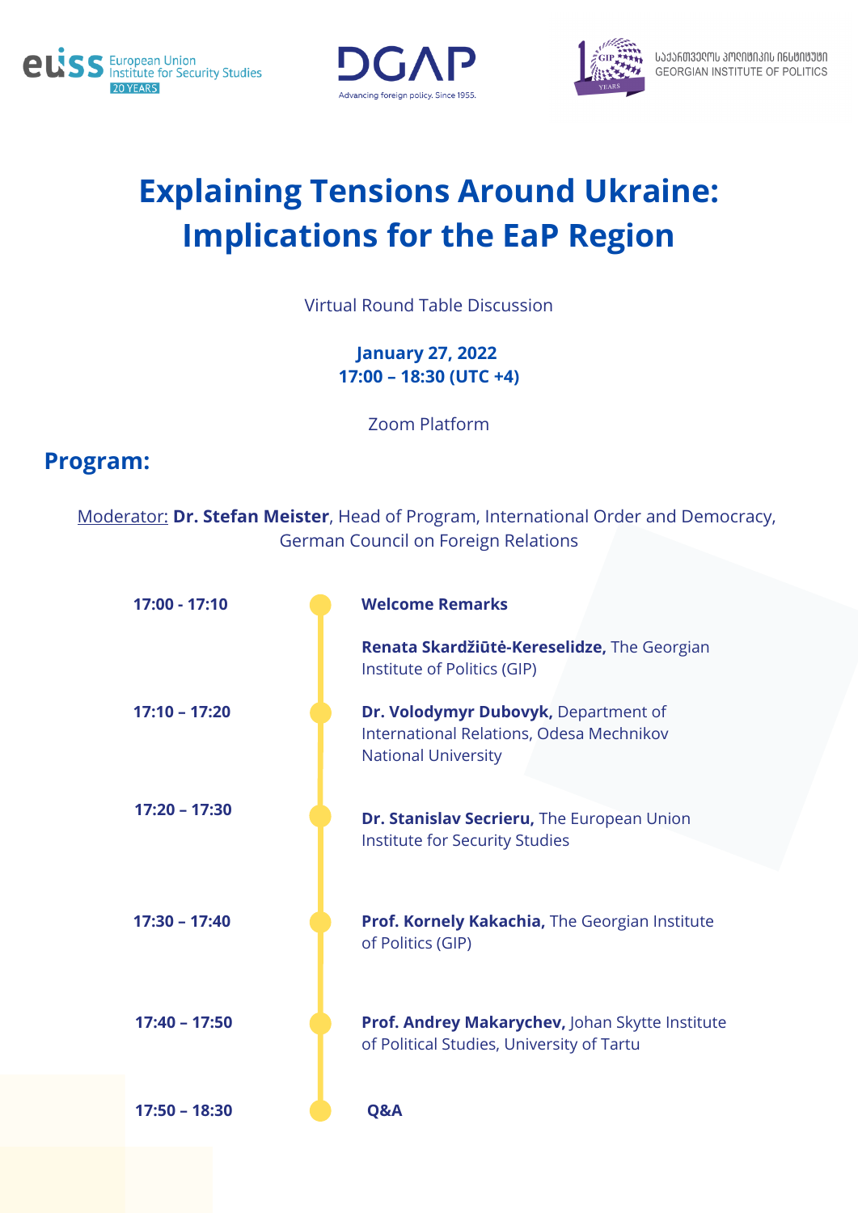European Union Institute for Security Studies 20 YEARS

DGAP Advancing foreign policy. Since 1955.

საქართველოს პოლიტიკის ინსტიტუტი GEORGIAN INSTITUTE OF POLITICS

# Explaining Tensions Around Ukraine: Implications for the EaP Region

Virtual Round Table Discussion

**January 27, 2022**
**17:00 – 18:30 (UTC +4)**

Zoom Platform

## Program:

Moderator: **Dr. Stefan Meister**, Head of Program, International Order and Democracy, German Council on Foreign Relations

| Time | Program |
| --- | --- |
| **17:00 - 17:10** | **Welcome Remarks** |
| | **Renata Skardžiūtė-Kereselidze,** The Georgian Institute of Politics (GIP) |
| **17:10 – 17:20** | **Dr. Volodymyr Dubovyk,** Department of International Relations, Odesa Mechnikov National University |
| **17:20 – 17:30** | **Dr. Stanislav Secrieru,** The European Union Institute for Security Studies |
| **17:30 – 17:40** | **Prof. Kornely Kakachia,** The Georgian Institute of Politics (GIP) |
| **17:40 – 17:50** | **Prof. Andrey Makarychev,** Johan Skytte Institute of Political Studies, University of Tartu |
| **17:50 – 18:30** | **Q&A** |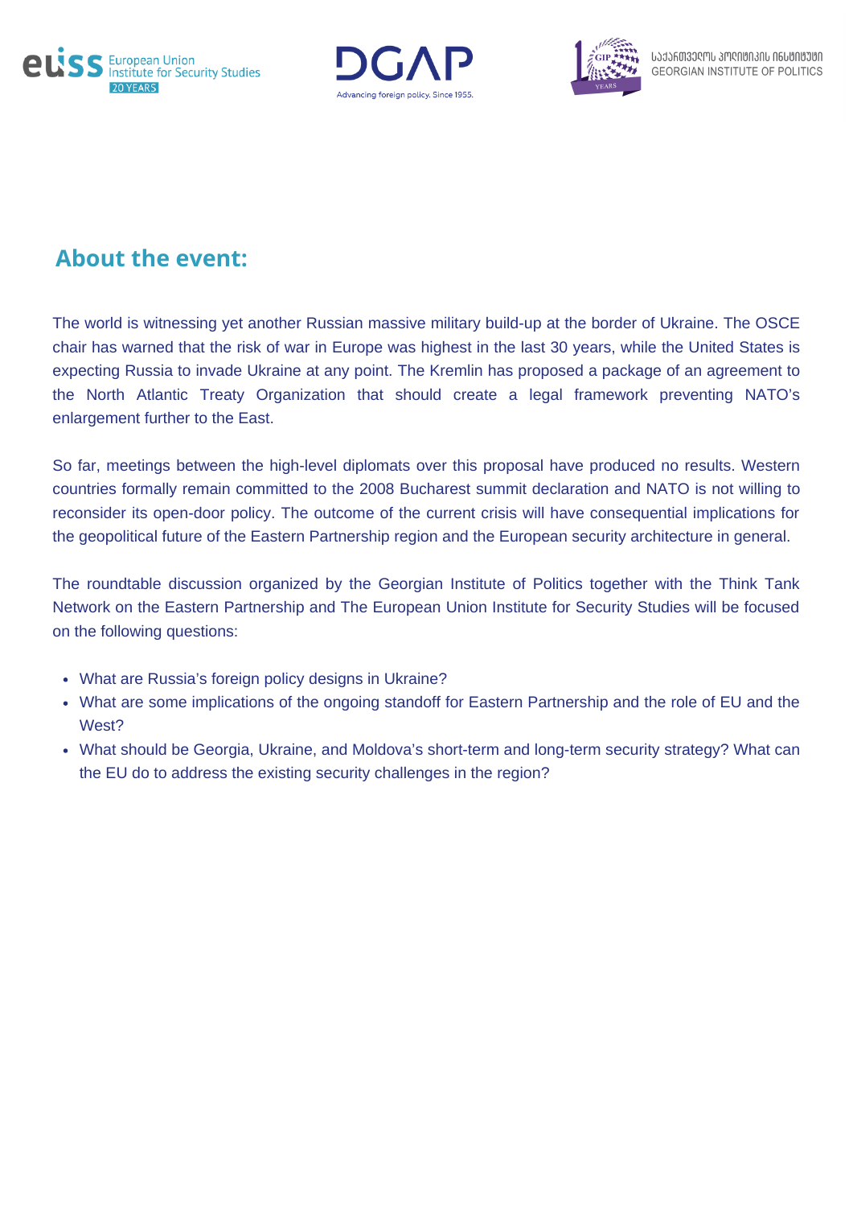## About the event:

The world is witnessing yet another Russian massive military build-up at the border of Ukraine. The OSCE chair has warned that the risk of war in Europe was highest in the last 30 years, while the United States is expecting Russia to invade Ukraine at any point. The Kremlin has proposed a package of an agreement to the North Atlantic Treaty Organization that should create a legal framework preventing NATO's enlargement further to the East.

So far, meetings between the high-level diplomats over this proposal have produced no results. Western countries formally remain committed to the 2008 Bucharest summit declaration and NATO is not willing to reconsider its open-door policy. The outcome of the current crisis will have consequential implications for the geopolitical future of the Eastern Partnership region and the European security architecture in general.

The roundtable discussion organized by the Georgian Institute of Politics together with the Think Tank Network on the Eastern Partnership and The European Union Institute for Security Studies will be focused on the following questions:

- What are Russia's foreign policy designs in Ukraine?
- What are some implications of the ongoing standoff for Eastern Partnership and the role of EU and the West?
- What should be Georgia, Ukraine, and Moldova's short-term and long-term security strategy? What can the EU do to address the existing security challenges in the region?